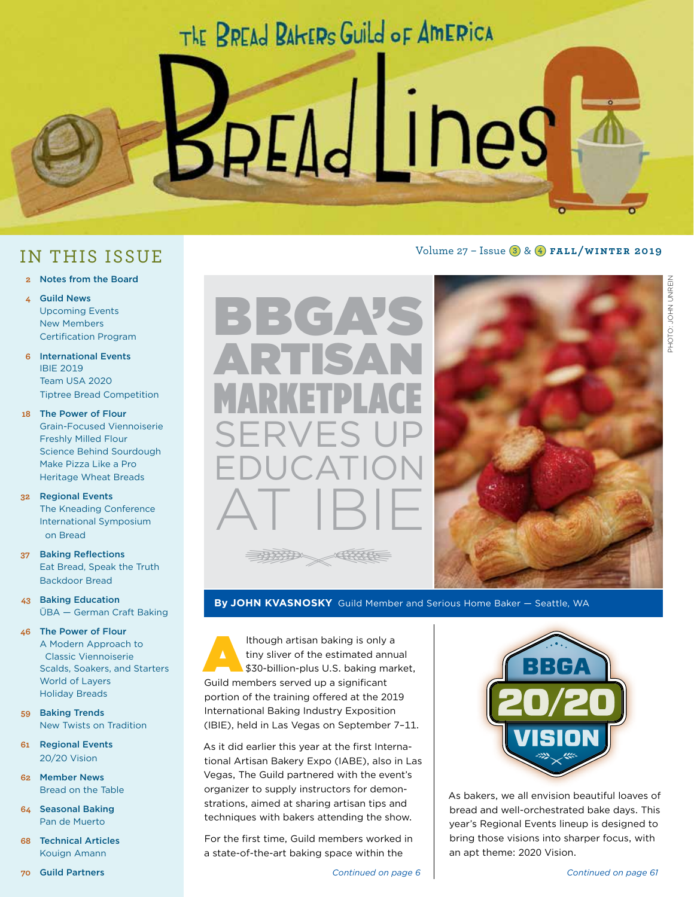# The Bread Bakers Guild of America

# Bread Lines

Volume 27 – Issue 3 & 4 **FALL/WINTER 2019**

## IN THIS ISSUE

- **2 Notes from the Board**
- **4 Guild News**
  - Upcoming Events
  - New Members
  - Certification Program
- **6 International Events**
  - IBIE 2019
  - Team USA 2020
  - Tiptree Bread Competition
- **18 The Power of Flour**
  - Grain-Focused Viennoiserie
  - Freshly Milled Flour
  - Science Behind Sourdough
  - Make Pizza Like a Pro
  - Heritage Wheat Breads
- **32 Regional Events**
  - The Kneading Conference
  - International Symposium on Bread
- **37 Baking Reflections**
  - Eat Bread, Speak the Truth
  - Backdoor Bread
- **43 Baking Education**
  - ÜBA — German Craft Baking
- **46 The Power of Flour**
  - A Modern Approach to Classic Viennoiserie
  - Scalds, Soakers, and Starters
  - World of Layers
  - Holiday Breads
- **59 Baking Trends**
  - New Twists on Tradition
- **61 Regional Events**
  - 20/20 Vision
- **62 Member News**
  - Bread on the Table
- **64 Seasonal Baking**
  - Pan de Muerto
- **68 Technical Articles**
  - Kouign Amann
- **70 Guild Partners**

# BBGA'S ARTISAN MARKETPLACE SERVES UP EDUCATION AT IBIE

PHOTO: JOHN UNREIN

**By JOHN KVASNOSKY** Guild Member and Serious Home Baker — Seattle, WA

Although artisan baking is only a tiny sliver of the estimated annual $30-billion-plus U.S. baking market, Guild members served up a significant portion of the training offered at the 2019 International Baking Industry Exposition (IBIE), held in Las Vegas on September 7–11.

As it did earlier this year at the first International Artisan Bakery Expo (IABE), also in Las Vegas, The Guild partnered with the event's organizer to supply instructors for demonstrations, aimed at sharing artisan tips and techniques with bakers attending the show.

For the first time, Guild members worked in a state-of-the-art baking space within the

*Continued on page 6*

BBGA 20/20 VISION

As bakers, we all envision beautiful loaves of bread and well-orchestrated bake days. This year's Regional Events lineup is designed to bring those visions into sharper focus, with an apt theme: 2020 Vision.

*Continued on page 61*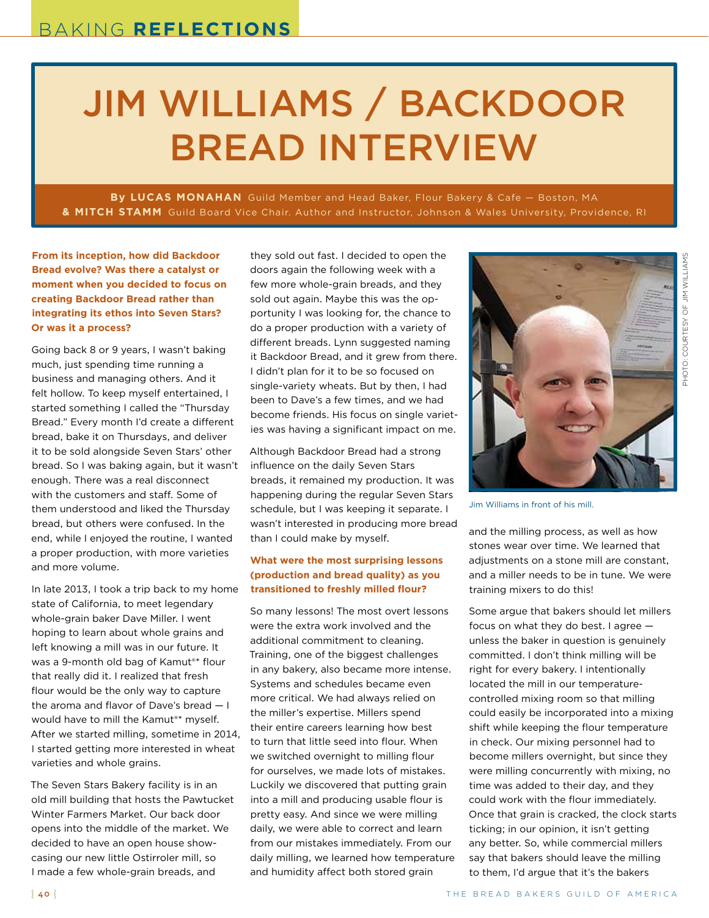# JIM WILLIAMS / BACKDOOR BREAD INTERVIEW

**By LUCAS MONAHAN** Guild Member and Head Baker, Flour Bakery & Cafe — Boston, MA
**& MITCH STAMM** Guild Board Vice Chair. Author and Instructor, Johnson & Wales University, Providence, RI

**From its inception, how did Backdoor Bread evolve? Was there a catalyst or moment when you decided to focus on creating Backdoor Bread rather than integrating its ethos into Seven Stars? Or was it a process?**

Going back 8 or 9 years, I wasn't baking much, just spending time running a business and managing others. And it felt hollow. To keep myself entertained, I started something I called the "Thursday Bread." Every month I'd create a different bread, bake it on Thursdays, and deliver it to be sold alongside Seven Stars' other bread. So I was baking again, but it wasn't enough. There was a real disconnect with the customers and staff. Some of them understood and liked the Thursday bread, but others were confused. In the end, while I enjoyed the routine, I wanted a proper production, with more varieties and more volume.

In late 2013, I took a trip back to my home state of California, to meet legendary whole-grain baker Dave Miller. I went hoping to learn about whole grains and left knowing a mill was in our future. It was a 9-month old bag of Kamut®* flour that really did it. I realized that fresh flour would be the only way to capture the aroma and flavor of Dave's bread — I would have to mill the Kamut®* myself. After we started milling, sometime in 2014, I started getting more interested in wheat varieties and whole grains.

The Seven Stars Bakery facility is in an old mill building that hosts the Pawtucket Winter Farmers Market. Our back door opens into the middle of the market. We decided to have an open house showcasing our new little Ostirroler mill, so I made a few whole-grain breads, and they sold out fast. I decided to open the doors again the following week with a few more whole-grain breads, and they sold out again. Maybe this was the opportunity I was looking for, the chance to do a proper production with a variety of different breads. Lynn suggested naming it Backdoor Bread, and it grew from there. I didn't plan for it to be so focused on single-variety wheats. But by then, I had been to Dave's a few times, and we had become friends. His focus on single varieties was having a significant impact on me.

Although Backdoor Bread had a strong influence on the daily Seven Stars breads, it remained my production. It was happening during the regular Seven Stars schedule, but I was keeping it separate. I wasn't interested in producing more bread than I could make by myself.

**What were the most surprising lessons (production and bread quality) as you transitioned to freshly milled flour?**

So many lessons! The most overt lessons were the extra work involved and the additional commitment to cleaning. Training, one of the biggest challenges in any bakery, also became more intense. Systems and schedules became even more critical. We had always relied on the miller's expertise. Millers spend their entire careers learning how best to turn that little seed into flour. When we switched overnight to milling flour for ourselves, we made lots of mistakes. Luckily we discovered that putting grain into a mill and producing usable flour is pretty easy. And since we were milling daily, we were able to correct and learn from our mistakes immediately. From our daily milling, we learned how temperature and humidity affect both stored grain and the milling process, as well as how stones wear over time. We learned that adjustments on a stone mill are constant, and a miller needs to be in tune. We were training mixers to do this!

Jim Williams in front of his mill.

PHOTO: COURTESY OF JIM WILLIAMS

Some argue that bakers should let millers focus on what they do best. I agree — unless the baker in question is genuinely committed. I don't think milling will be right for every bakery. I intentionally located the mill in our temperature-controlled mixing room so that milling could easily be incorporated into a mixing shift while keeping the flour temperature in check. Our mixing personnel had to become millers overnight, but since they were milling concurrently with mixing, no time was added to their day, and they could work with the flour immediately. Once that grain is cracked, the clock starts ticking; in our opinion, it isn't getting any better. So, while commercial millers say that bakers should leave the milling to them, I'd argue that it's the bakers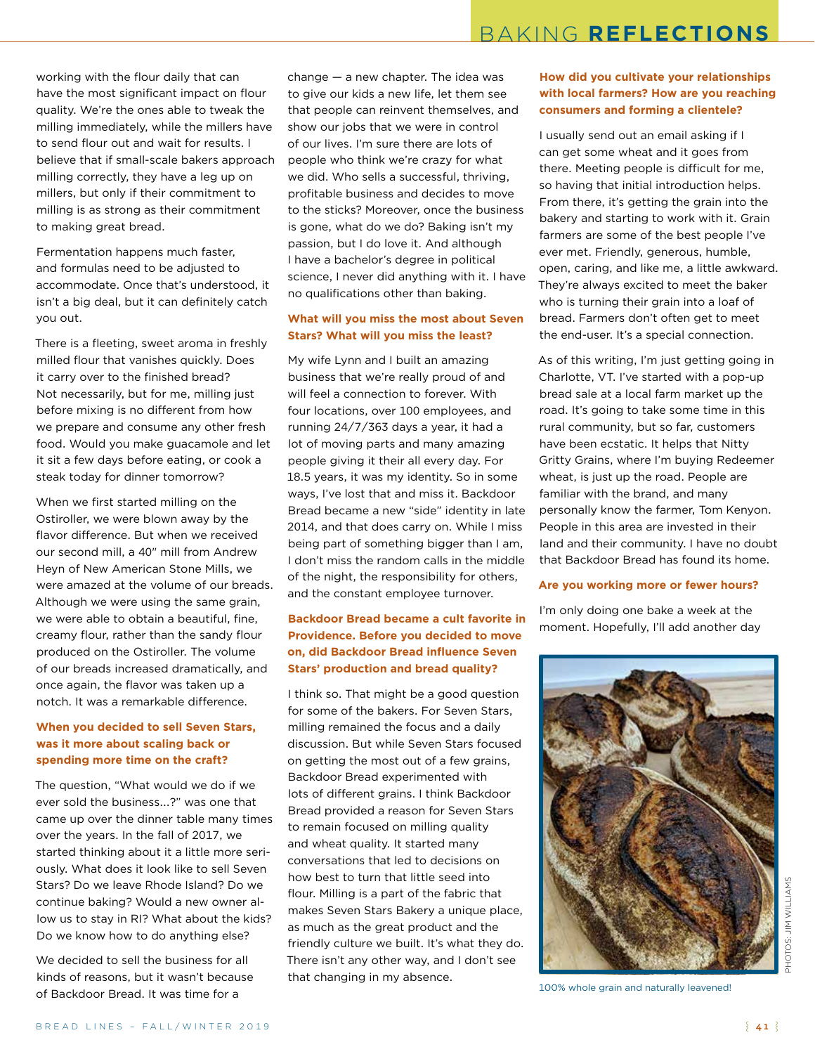working with the flour daily that can have the most significant impact on flour quality. We're the ones able to tweak the milling immediately, while the millers have to send flour out and wait for results. I believe that if small-scale bakers approach milling correctly, they have a leg up on millers, but only if their commitment to milling is as strong as their commitment to making great bread.

Fermentation happens much faster, and formulas need to be adjusted to accommodate. Once that's understood, it isn't a big deal, but it can definitely catch you out.

There is a fleeting, sweet aroma in freshly milled flour that vanishes quickly. Does it carry over to the finished bread? Not necessarily, but for me, milling just before mixing is no different from how we prepare and consume any other fresh food. Would you make guacamole and let it sit a few days before eating, or cook a steak today for dinner tomorrow?

When we first started milling on the Ostiroller, we were blown away by the flavor difference. But when we received our second mill, a 40" mill from Andrew Heyn of New American Stone Mills, we were amazed at the volume of our breads. Although we were using the same grain, we were able to obtain a beautiful, fine, creamy flour, rather than the sandy flour produced on the Ostiroller. The volume of our breads increased dramatically, and once again, the flavor was taken up a notch. It was a remarkable difference.

**When you decided to sell Seven Stars, was it more about scaling back or spending more time on the craft?**

The question, "What would we do if we ever sold the business...?" was one that came up over the dinner table many times over the years. In the fall of 2017, we started thinking about it a little more seriously. What does it look like to sell Seven Stars? Do we leave Rhode Island? Do we continue baking? Would a new owner allow us to stay in RI? What about the kids? Do we know how to do anything else?

We decided to sell the business for all kinds of reasons, but it wasn't because of Backdoor Bread. It was time for a change — a new chapter. The idea was to give our kids a new life, let them see that people can reinvent themselves, and show our jobs that we were in control of our lives. I'm sure there are lots of people who think we're crazy for what we did. Who sells a successful, thriving, profitable business and decides to move to the sticks? Moreover, once the business is gone, what do we do? Baking isn't my passion, but I do love it. And although I have a bachelor's degree in political science, I never did anything with it. I have no qualifications other than baking.

**What will you miss the most about Seven Stars? What will you miss the least?**

My wife Lynn and I built an amazing business that we're really proud of and will feel a connection to forever. With four locations, over 100 employees, and running 24/7/363 days a year, it had a lot of moving parts and many amazing people giving it their all every day. For 18.5 years, it was my identity. So in some ways, I've lost that and miss it. Backdoor Bread became a new "side" identity in late 2014, and that does carry on. While I miss being part of something bigger than I am, I don't miss the random calls in the middle of the night, the responsibility for others, and the constant employee turnover.

**Backdoor Bread became a cult favorite in Providence. Before you decided to move on, did Backdoor Bread influence Seven Stars' production and bread quality?**

I think so. That might be a good question for some of the bakers. For Seven Stars, milling remained the focus and a daily discussion. But while Seven Stars focused on getting the most out of a few grains, Backdoor Bread experimented with lots of different grains. I think Backdoor Bread provided a reason for Seven Stars to remain focused on milling quality and wheat quality. It started many conversations that led to decisions on how best to turn that little seed into flour. Milling is a part of the fabric that makes Seven Stars Bakery a unique place, as much as the great product and the friendly culture we built. It's what they do. There isn't any other way, and I don't see that changing in my absence.

**How did you cultivate your relationships with local farmers? How are you reaching consumers and forming a clientele?**

I usually send out an email asking if I can get some wheat and it goes from there. Meeting people is difficult for me, so having that initial introduction helps. From there, it's getting the grain into the bakery and starting to work with it. Grain farmers are some of the best people I've ever met. Friendly, generous, humble, open, caring, and like me, a little awkward. They're always excited to meet the baker who is turning their grain into a loaf of bread. Farmers don't often get to meet the end-user. It's a special connection.

As of this writing, I'm just getting going in Charlotte, VT. I've started with a pop-up bread sale at a local farm market up the road. It's going to take some time in this rural community, but so far, customers have been ecstatic. It helps that Nitty Gritty Grains, where I'm buying Redeemer wheat, is just up the road. People are familiar with the brand, and many personally know the farmer, Tom Kenyon. People in this area are invested in their land and their community. I have no doubt that Backdoor Bread has found its home.

**Are you working more or fewer hours?**

I'm only doing one bake a week at the moment. Hopefully, I'll add another day

100% whole grain and naturally leavened!

PHOTOS: JIM WILLIAMS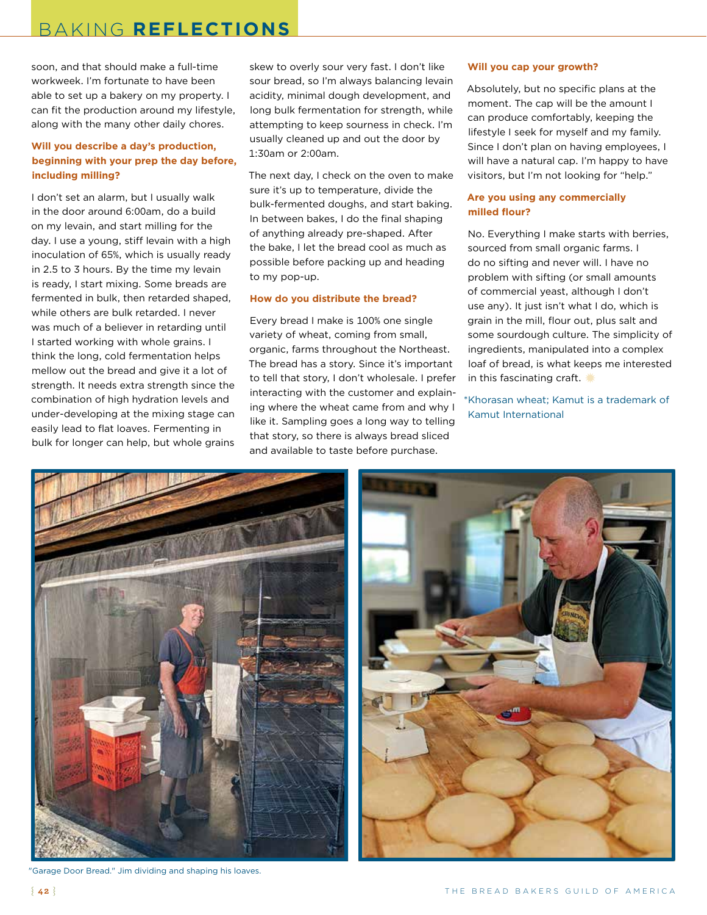soon, and that should make a full-time workweek. I'm fortunate to have been able to set up a bakery on my property. I can fit the production around my lifestyle, along with the many other daily chores.

**Will you describe a day's production, beginning with your prep the day before, including milling?**

I don't set an alarm, but I usually walk in the door around 6:00am, do a build on my levain, and start milling for the day. I use a young, stiff levain with a high inoculation of 65%, which is usually ready in 2.5 to 3 hours. By the time my levain is ready, I start mixing. Some breads are fermented in bulk, then retarded shaped, while others are bulk retarded. I never was much of a believer in retarding until I started working with whole grains. I think the long, cold fermentation helps mellow out the bread and give it a lot of strength. It needs extra strength since the combination of high hydration levels and under-developing at the mixing stage can easily lead to flat loaves. Fermenting in bulk for longer can help, but whole grains skew to overly sour very fast. I don't like sour bread, so I'm always balancing levain acidity, minimal dough development, and long bulk fermentation for strength, while attempting to keep sourness in check. I'm usually cleaned up and out the door by 1:30am or 2:00am.

The next day, I check on the oven to make sure it's up to temperature, divide the bulk-fermented doughs, and start baking. In between bakes, I do the final shaping of anything already pre-shaped. After the bake, I let the bread cool as much as possible before packing up and heading to my pop-up.

**How do you distribute the bread?**

Every bread I make is 100% one single variety of wheat, coming from small, organic, farms throughout the Northeast. The bread has a story. Since it's important to tell that story, I don't wholesale. I prefer interacting with the customer and explaining where the wheat came from and why I like it. Sampling goes a long way to telling that story, so there is always bread sliced and available to taste before purchase.

**Will you cap your growth?**

Absolutely, but no specific plans at the moment. The cap will be the amount I can produce comfortably, keeping the lifestyle I seek for myself and my family. Since I don't plan on having employees, I will have a natural cap. I'm happy to have visitors, but I'm not looking for "help."

**Are you using any commercially milled flour?**

No. Everything I make starts with berries, sourced from small organic farms. I do no sifting and never will. I have no problem with sifting (or small amounts of commercial yeast, although I don't use any). It just isn't what I do, which is grain in the mill, flour out, plus salt and some sourdough culture. The simplicity of ingredients, manipulated into a complex loaf of bread, is what keeps me interested in this fascinating craft.

*Khorasan wheat; Kamut is a trademark of Kamut International

"Garage Door Bread." Jim dividing and shaping his loaves.